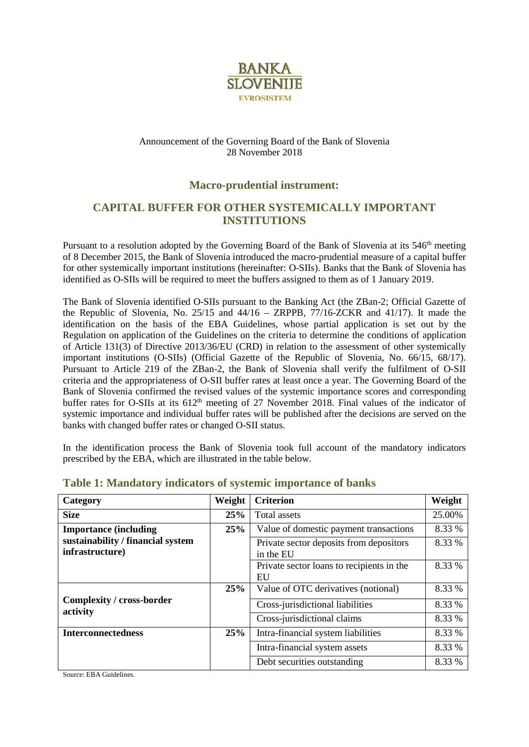BANKA SLOVENIJE

EVROSISTEM

Announcement of the Governing Board of the Bank of Slovenia
28 November 2018

## Macro-prudential instrument:

## CAPITAL BUFFER FOR OTHER SYSTEMICALLY IMPORTANT INSTITUTIONS

Pursuant to a resolution adopted by the Governing Board of the Bank of Slovenia at its 546th meeting of 8 December 2015, the Bank of Slovenia introduced the macro-prudential measure of a capital buffer for other systemically important institutions (hereinafter: O-SIIs). Banks that the Bank of Slovenia has identified as O-SIIs will be required to meet the buffers assigned to them as of 1 January 2019.

The Bank of Slovenia identified O-SIIs pursuant to the Banking Act (the ZBan-2; Official Gazette of the Republic of Slovenia, No. 25/15 and 44/16 – ZRPPB, 77/16-ZCKR and 41/17). It made the identification on the basis of the EBA Guidelines, whose partial application is set out by the Regulation on application of the Guidelines on the criteria to determine the conditions of application of Article 131(3) of Directive 2013/36/EU (CRD) in relation to the assessment of other systemically important institutions (O-SIIs) (Official Gazette of the Republic of Slovenia, No. 66/15, 68/17). Pursuant to Article 219 of the ZBan-2, the Bank of Slovenia shall verify the fulfilment of O-SII criteria and the appropriateness of O-SII buffer rates at least once a year. The Governing Board of the Bank of Slovenia confirmed the revised values of the systemic importance scores and corresponding buffer rates for O-SIIs at its 612th meeting of 27 November 2018. Final values of the indicator of systemic importance and individual buffer rates will be published after the decisions are served on the banks with changed buffer rates or changed O-SII status.

In the identification process the Bank of Slovenia took full account of the mandatory indicators prescribed by the EBA, which are illustrated in the table below.

### Table 1: Mandatory indicators of systemic importance of banks

| Category | Weight | Criterion | Weight |
|---|---|---|---|
| **Size** | **25%** | Total assets | 25.00% |
| **Importance (including sustainability / financial system infrastructure)** | **25%** | Value of domestic payment transactions | 8.33 % |
| | | Private sector deposits from depositors in the EU | 8.33 % |
| | | Private sector loans to recipients in the EU | 8.33 % |
| **Complexity / cross-border activity** | **25%** | Value of OTC derivatives (notional) | 8.33 % |
| | | Cross-jurisdictional liabilities | 8.33 % |
| | | Cross-jurisdictional claims | 8.33 % |
| **Interconnectedness** | **25%** | Intra-financial system liabilities | 8.33 % |
| | | Intra-financial system assets | 8.33 % |
| | | Debt securities outstanding | 8.33 % |

Source: EBA Guidelines.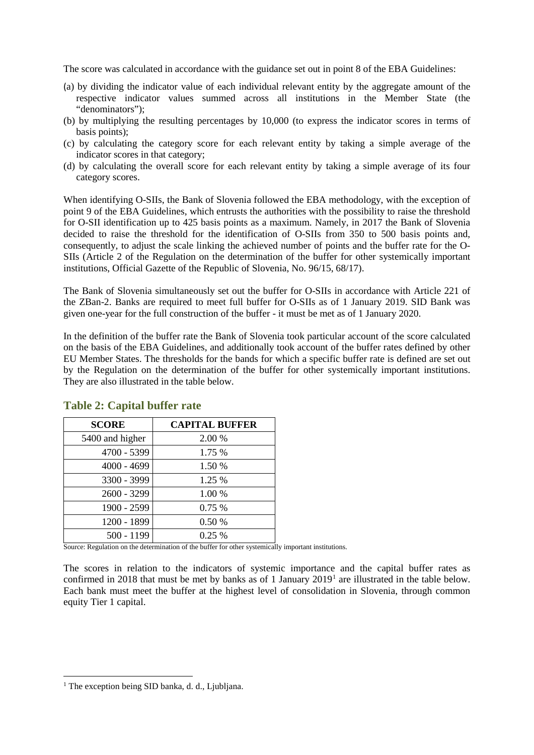The score was calculated in accordance with the guidance set out in point 8 of the EBA Guidelines:

(a) by dividing the indicator value of each individual relevant entity by the aggregate amount of the respective indicator values summed across all institutions in the Member State (the "denominators");
(b) by multiplying the resulting percentages by 10,000 (to express the indicator scores in terms of basis points);
(c) by calculating the category score for each relevant entity by taking a simple average of the indicator scores in that category;
(d) by calculating the overall score for each relevant entity by taking a simple average of its four category scores.

When identifying O-SIIs, the Bank of Slovenia followed the EBA methodology, with the exception of point 9 of the EBA Guidelines, which entrusts the authorities with the possibility to raise the threshold for O-SII identification up to 425 basis points as a maximum. Namely, in 2017 the Bank of Slovenia decided to raise the threshold for the identification of O-SIIs from 350 to 500 basis points and, consequently, to adjust the scale linking the achieved number of points and the buffer rate for the O-SIIs (Article 2 of the Regulation on the determination of the buffer for other systemically important institutions, Official Gazette of the Republic of Slovenia, No. 96/15, 68/17).

The Bank of Slovenia simultaneously set out the buffer for O-SIIs in accordance with Article 221 of the ZBan-2. Banks are required to meet full buffer for O-SIIs as of 1 January 2019. SID Bank was given one-year for the full construction of the buffer - it must be met as of 1 January 2020.

In the definition of the buffer rate the Bank of Slovenia took particular account of the score calculated on the basis of the EBA Guidelines, and additionally took account of the buffer rates defined by other EU Member States. The thresholds for the bands for which a specific buffer rate is defined are set out by the Regulation on the determination of the buffer for other systemically important institutions. They are also illustrated in the table below.

## Table 2: Capital buffer rate

| SCORE | CAPITAL BUFFER |
|---|---|
| 5400 and higher | 2.00 % |
| 4700 - 5399 | 1.75 % |
| 4000 - 4699 | 1.50 % |
| 3300 - 3999 | 1.25 % |
| 2600 - 3299 | 1.00 % |
| 1900 - 2599 | 0.75 % |
| 1200 - 1899 | 0.50 % |
| 500 - 1199 | 0.25 % |

Source: Regulation on the determination of the buffer for other systemically important institutions.

The scores in relation to the indicators of systemic importance and the capital buffer rates as confirmed in 2018 that must be met by banks as of 1 January 2019[1] are illustrated in the table below. Each bank must meet the buffer at the highest level of consolidation in Slovenia, through common equity Tier 1 capital.

[1] The exception being SID banka, d. d., Ljubljana.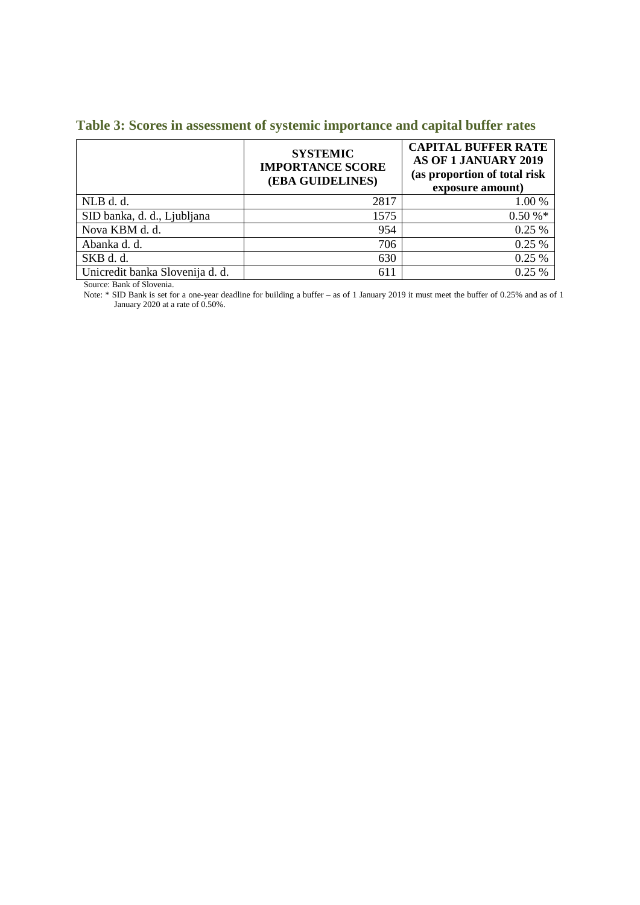## Table 3: Scores in assessment of systemic importance and capital buffer rates

| | **SYSTEMIC IMPORTANCE SCORE (EBA GUIDELINES)** | **CAPITAL BUFFER RATE AS OF 1 JANUARY 2019 (as proportion of total risk exposure amount)** |
|---|---|---|
| NLB d. d. | 2817 | 1.00 % |
| SID banka, d. d., Ljubljana | 1575 | 0.50 %* |
| Nova KBM d. d. | 954 | 0.25 % |
| Abanka d. d. | 706 | 0.25 % |
| SKB d. d. | 630 | 0.25 % |
| Unicredit banka Slovenija d. d. | 611 | 0.25 % |

Source: Bank of Slovenia.

Note: * SID Bank is set for a one-year deadline for building a buffer – as of 1 January 2019 it must meet the buffer of 0.25% and as of 1 January 2020 at a rate of 0.50%.